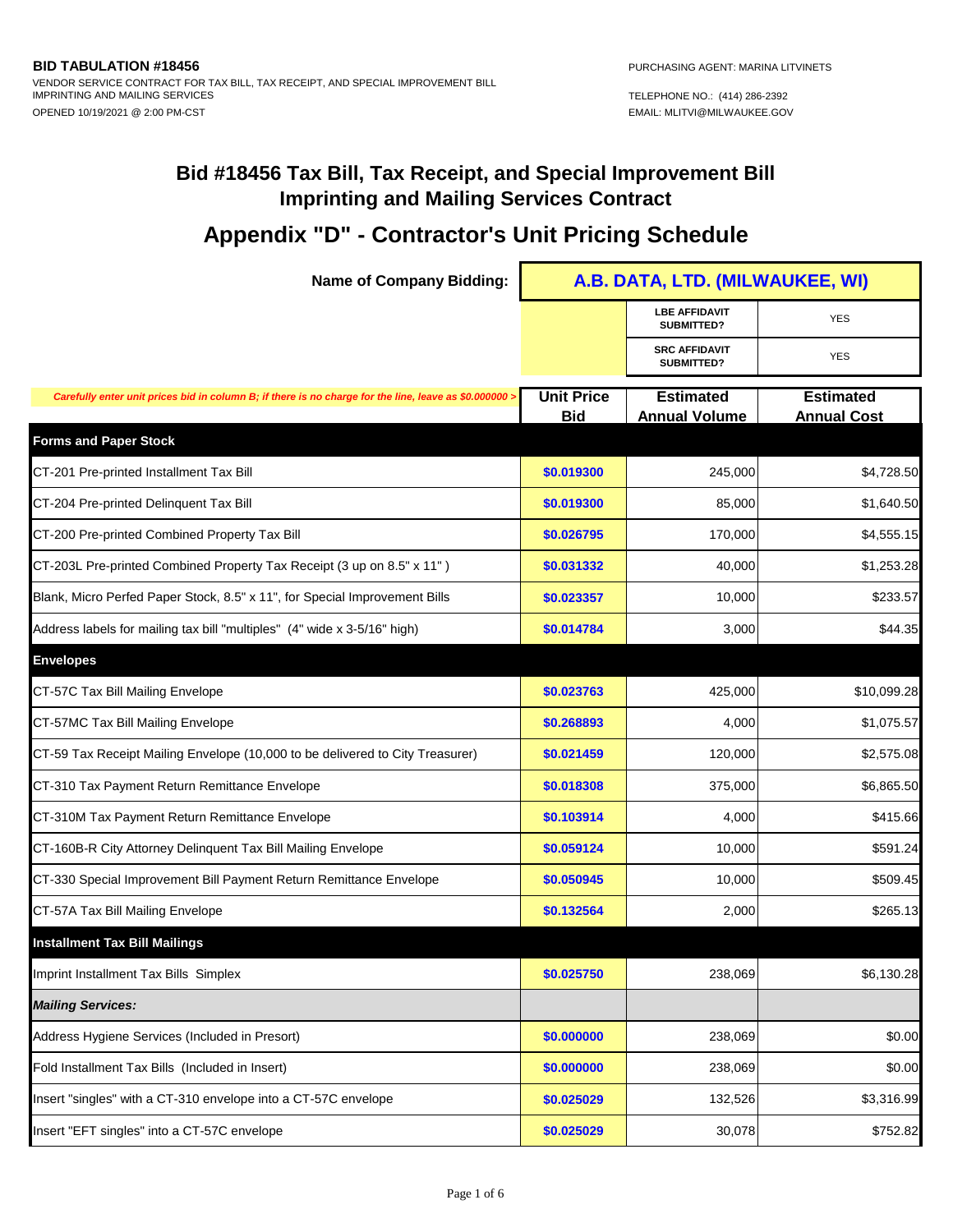**BID TABULATION #18456**

VENDOR SERVICE CONTRACT FOR TAX BILL, TAX RECEIPT, AND SPECIAL IMPROVEMENT BILL IMPRINTING AND MAILING SERVICES

OPENED 10/19/2021 @ 2:00 PM-CST

PURCHASING AGENT: MARINA LITVINETS

TELEPHONE NO.: (414) 286-2392

EMAIL: MLITVI@MILWAUKEE.GOV

# Bid #18456 Tax Bill, Tax Receipt, and Special Improvement Bill Imprinting and Mailing Services Contract

## Appendix "D" - Contractor's Unit Pricing Schedule

| Name of Company Bidding: | A.B. DATA, LTD. (MILWAUKEE, WI) | | |
|---|---|---|---|
| | | LBE AFFIDAVIT SUBMITTED? | YES |
| | | SRC AFFIDAVIT SUBMITTED? | YES |

| *Carefully enter unit prices bid in column B; if there is no charge for the line, leave as $0.000000 >* | Unit Price Bid | Estimated Annual Volume | Estimated Annual Cost |
|---|---|---|---|
| **Forms and Paper Stock** | | | |
| CT-201 Pre-printed Installment Tax Bill | $0.019300 | 245,000 | $4,728.50 |
| CT-204 Pre-printed Delinquent Tax Bill | $0.019300 | 85,000 | $1,640.50 |
| CT-200 Pre-printed Combined Property Tax Bill | $0.026795 | 170,000 | $4,555.15 |
| CT-203L Pre-printed Combined Property Tax Receipt (3 up on 8.5" x 11" ) | $0.031332 | 40,000 | $1,253.28 |
| Blank, Micro Perfed Paper Stock, 8.5" x 11", for Special Improvement Bills | $0.023357 | 10,000 | $233.57 |
| Address labels for mailing tax bill "multiples" (4" wide x 3-5/16" high) | $0.014784 | 3,000 | $44.35 |
| **Envelopes** | | | |
| CT-57C Tax Bill Mailing Envelope | $0.023763 | 425,000 | $10,099.28 |
| CT-57MC Tax Bill Mailing Envelope | $0.268893 | 4,000 | $1,075.57 |
| CT-59 Tax Receipt Mailing Envelope (10,000 to be delivered to City Treasurer) | $0.021459 | 120,000 | $2,575.08 |
| CT-310 Tax Payment Return Remittance Envelope | $0.018308 | 375,000 | $6,865.50 |
| CT-310M Tax Payment Return Remittance Envelope | $0.103914 | 4,000 | $415.66 |
| CT-160B-R City Attorney Delinquent Tax Bill Mailing Envelope | $0.059124 | 10,000 | $591.24 |
| CT-330 Special Improvement Bill Payment Return Remittance Envelope | $0.050945 | 10,000 | $509.45 |
| CT-57A Tax Bill Mailing Envelope | $0.132564 | 2,000 | $265.13 |
| **Installment Tax Bill Mailings** | | | |
| Imprint Installment Tax Bills Simplex | $0.025750 | 238,069 | $6,130.28 |
| ***Mailing Services:*** | | | |
| Address Hygiene Services (Included in Presort) | $0.000000 | 238,069 | $0.00 |
| Fold Installment Tax Bills (Included in Insert) | $0.000000 | 238,069 | $0.00 |
| Insert "singles" with a CT-310 envelope into a CT-57C envelope | $0.025029 | 132,526 | $3,316.99 |
| Insert "EFT singles" into a CT-57C envelope | $0.025029 | 30,078 | $752.82 |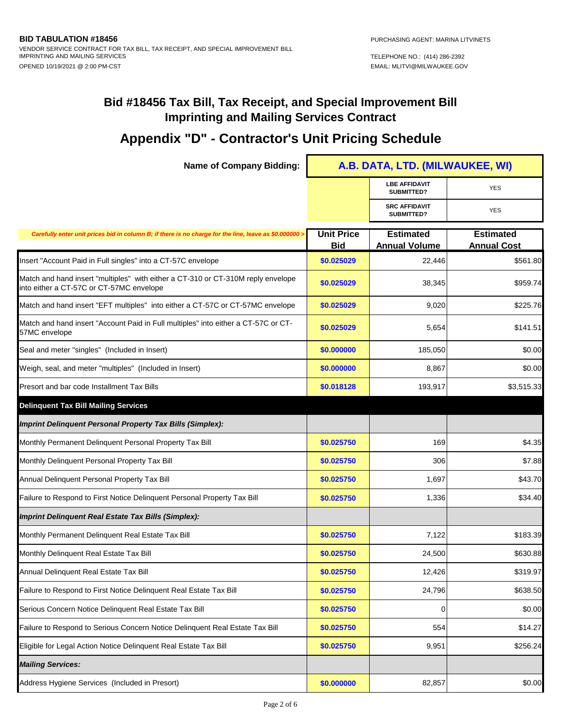**BID TABULATION #18456**
VENDOR SERVICE CONTRACT FOR TAX BILL, TAX RECEIPT, AND SPECIAL IMPROVEMENT BILL IMPRINTING AND MAILING SERVICES
OPENED 10/19/2021 @ 2:00 PM-CST

PURCHASING AGENT: MARINA LITVINETS
TELEPHONE NO.: (414) 286-2392
EMAIL: MLITVI@MILWAUKEE.GOV

## Bid #18456 Tax Bill, Tax Receipt, and Special Improvement Bill Imprinting and Mailing Services Contract

## Appendix "D" - Contractor's Unit Pricing Schedule

| Name of Company Bidding: | A.B. DATA, LTD. (MILWAUKEE, WI) | | |
|---|---|---|---|
| | | LBE AFFIDAVIT SUBMITTED? | YES |
| | | SRC AFFIDAVIT SUBMITTED? | YES |
| *Carefully enter unit prices bid in column B; if there is no charge for the line, leave as $0.000000 >* | **Unit Price Bid** | **Estimated Annual Volume** | **Estimated Annual Cost** |
| Insert "Account Paid in Full singles" into a CT-57C envelope | $0.025029 | 22,446 | $561.80 |
| Match and hand insert "multiples" with either a CT-310 or CT-310M reply envelope into either a CT-57C or CT-57MC envelope | $0.025029 | 38,345 | $959.74 |
| Match and hand insert "EFT multiples" into either a CT-57C or CT-57MC envelope | $0.025029 | 9,020 | $225.76 |
| Match and hand insert "Account Paid in Full multiples" into either a CT-57C or CT-57MC envelope | $0.025029 | 5,654 | $141.51 |
| Seal and meter "singles" (Included in Insert) | $0.000000 | 185,050 | $0.00 |
| Weigh, seal, and meter "multiples" (Included in Insert) | $0.000000 | 8,867 | $0.00 |
| Presort and bar code Installment Tax Bills | $0.018128 | 193,917 | $3,515.33 |
| **Delinquent Tax Bill Mailing Services** | | | |
| ***Imprint Delinquent Personal Property Tax Bills (Simplex):*** | | | |
| Monthly Permanent Delinquent Personal Property Tax Bill | $0.025750 | 169 | $4.35 |
| Monthly Delinquent Personal Property Tax Bill | $0.025750 | 306 | $7.88 |
| Annual Delinquent Personal Property Tax Bill | $0.025750 | 1,697 | $43.70 |
| Failure to Respond to First Notice Delinquent Personal Property Tax Bill | $0.025750 | 1,336 | $34.40 |
| ***Imprint Delinquent Real Estate Tax Bills (Simplex):*** | | | |
| Monthly Permanent Delinquent Real Estate Tax Bill | $0.025750 | 7,122 | $183.39 |
| Monthly Delinquent Real Estate Tax Bill | $0.025750 | 24,500 | $630.88 |
| Annual Delinquent Real Estate Tax Bill | $0.025750 | 12,426 | $319.97 |
| Failure to Respond to First Notice Delinquent Real Estate Tax Bill | $0.025750 | 24,796 | $638.50 |
| Serious Concern Notice Delinquent Real Estate Tax Bill | $0.025750 | 0 | $0.00 |
| Failure to Respond to Serious Concern Notice Delinquent Real Estate Tax Bill | $0.025750 | 554 | $14.27 |
| Eligible for Legal Action Notice Delinquent Real Estate Tax Bill | $0.025750 | 9,951 | $256.24 |
| ***Mailing Services:*** | | | |
| Address Hygiene Services (Included in Presort) | $0.000000 | 82,857 | $0.00 |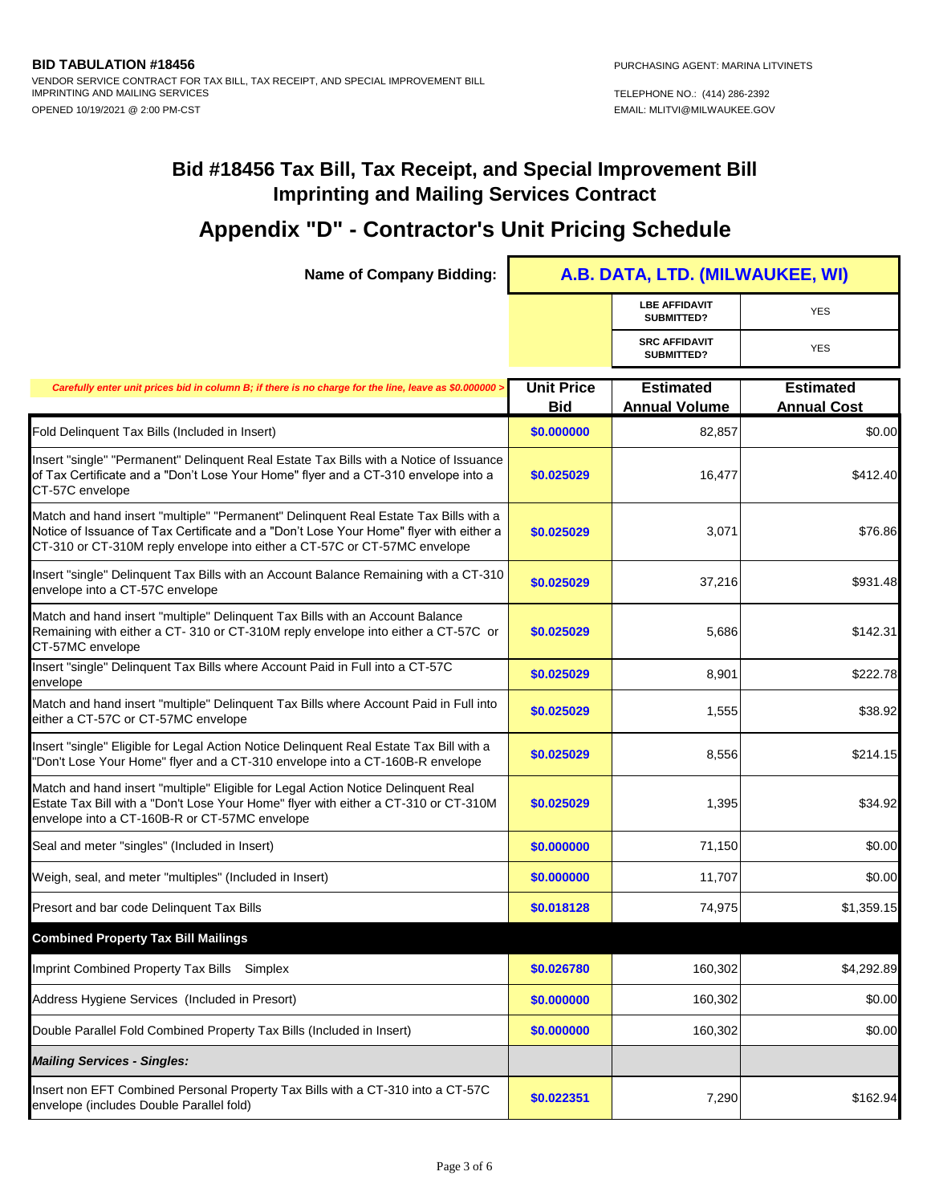**BID TABULATION #18456**
VENDOR SERVICE CONTRACT FOR TAX BILL, TAX RECEIPT, AND SPECIAL IMPROVEMENT BILL IMPRINTING AND MAILING SERVICES
OPENED 10/19/2021 @ 2:00 PM-CST

PURCHASING AGENT: MARINA LITVINETS
TELEPHONE NO.: (414) 286-2392
EMAIL: MLITVI@MILWAUKEE.GOV

## Bid #18456 Tax Bill, Tax Receipt, and Special Improvement Bill Imprinting and Mailing Services Contract

## Appendix "D" - Contractor's Unit Pricing Schedule

| Name of Company Bidding: | A.B. DATA, LTD. (MILWAUKEE, WI) | | |
|---|---|---|---|
| | | LBE AFFIDAVIT SUBMITTED? | YES |
| | | SRC AFFIDAVIT SUBMITTED? | YES |
| *Carefully enter unit prices bid in column B; if there is no charge for the line, leave as $0.000000 >* | **Unit Price Bid** | **Estimated Annual Volume** | **Estimated Annual Cost** |
| Fold Delinquent Tax Bills (Included in Insert) | $0.000000 | 82,857 | $0.00 |
| Insert "single" "Permanent" Delinquent Real Estate Tax Bills with a Notice of Issuance of Tax Certificate and a "Don't Lose Your Home" flyer and a CT-310 envelope into a CT-57C envelope | $0.025029 | 16,477 | $412.40 |
| Match and hand insert "multiple" "Permanent" Delinquent Real Estate Tax Bills with a Notice of Issuance of Tax Certificate and a "Don't Lose Your Home" flyer with either a CT-310 or CT-310M reply envelope into either a CT-57C or CT-57MC envelope | $0.025029 | 3,071 | $76.86 |
| Insert "single" Delinquent Tax Bills with an Account Balance Remaining with a CT-310 envelope into a CT-57C envelope | $0.025029 | 37,216 | $931.48 |
| Match and hand insert "multiple" Delinquent Tax Bills with an Account Balance Remaining with either a CT- 310 or CT-310M reply envelope into either a CT-57C or CT-57MC envelope | $0.025029 | 5,686 | $142.31 |
| Insert "single" Delinquent Tax Bills where Account Paid in Full into a CT-57C envelope | $0.025029 | 8,901 | $222.78 |
| Match and hand insert "multiple" Delinquent Tax Bills where Account Paid in Full into either a CT-57C or CT-57MC envelope | $0.025029 | 1,555 | $38.92 |
| Insert "single" Eligible for Legal Action Notice Delinquent Real Estate Tax Bill with a "Don't Lose Your Home" flyer and a CT-310 envelope into a CT-160B-R envelope | $0.025029 | 8,556 | $214.15 |
| Match and hand insert "multiple" Eligible for Legal Action Notice Delinquent Real Estate Tax Bill with a "Don't Lose Your Home" flyer with either a CT-310 or CT-310M envelope into a CT-160B-R or CT-57MC envelope | $0.025029 | 1,395 | $34.92 |
| Seal and meter "singles" (Included in Insert) | $0.000000 | 71,150 | $0.00 |
| Weigh, seal, and meter "multiples" (Included in Insert) | $0.000000 | 11,707 | $0.00 |
| Presort and bar code Delinquent Tax Bills | $0.018128 | 74,975 | $1,359.15 |
| **Combined Property Tax Bill Mailings** | | | |
| Imprint Combined Property Tax Bills   Simplex | $0.026780 | 160,302 | $4,292.89 |
| Address Hygiene Services (Included in Presort) | $0.000000 | 160,302 | $0.00 |
| Double Parallel Fold Combined Property Tax Bills (Included in Insert) | $0.000000 | 160,302 | $0.00 |
| ***Mailing Services - Singles:*** | | | |
| Insert non EFT Combined Personal Property Tax Bills with a CT-310 into a CT-57C envelope (includes Double Parallel fold) | $0.022351 | 7,290 | $162.94 |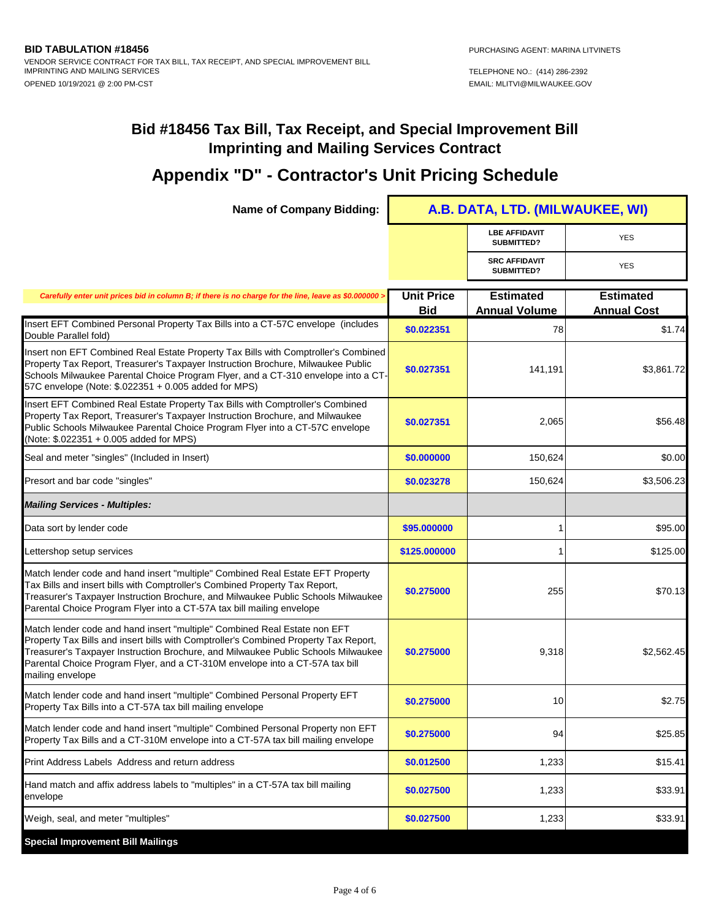**BID TABULATION #18456**
VENDOR SERVICE CONTRACT FOR TAX BILL, TAX RECEIPT, AND SPECIAL IMPROVEMENT BILL IMPRINTING AND MAILING SERVICES
OPENED 10/19/2021 @ 2:00 PM-CST

PURCHASING AGENT: MARINA LITVINETS
TELEPHONE NO.: (414) 286-2392
EMAIL: MLITVI@MILWAUKEE.GOV

# Bid #18456 Tax Bill, Tax Receipt, and Special Improvement Bill Imprinting and Mailing Services Contract

## Appendix "D" - Contractor's Unit Pricing Schedule

| Name of Company Bidding: | A.B. DATA, LTD. (MILWAUKEE, WI) | | |
|---|---|---|---|
| | | LBE AFFIDAVIT SUBMITTED? | YES |
| | | SRC AFFIDAVIT SUBMITTED? | YES |

| *Carefully enter unit prices bid in column B; if there is no charge for the line, leave as $0.000000 >* | Unit Price Bid | Estimated Annual Volume | Estimated Annual Cost |
|---|---|---|---|
| Insert EFT Combined Personal Property Tax Bills into a CT-57C envelope (includes Double Parallel fold) | $0.022351 | 78 | $1.74 |
| Insert non EFT Combined Real Estate Property Tax Bills with Comptroller's Combined Property Tax Report, Treasurer's Taxpayer Instruction Brochure, Milwaukee Public Schools Milwaukee Parental Choice Program Flyer, and a CT-310 envelope into a CT-57C envelope (Note: $.022351 + 0.005 added for MPS) | $0.027351 | 141,191 | $3,861.72 |
| Insert EFT Combined Real Estate Property Tax Bills with Comptroller's Combined Property Tax Report, Treasurer's Taxpayer Instruction Brochure, and Milwaukee Public Schools Milwaukee Parental Choice Program Flyer into a CT-57C envelope (Note: $.022351 + 0.005 added for MPS) | $0.027351 | 2,065 | $56.48 |
| Seal and meter "singles" (Included in Insert) | $0.000000 | 150,624 | $0.00 |
| Presort and bar code "singles" | $0.023278 | 150,624 | $3,506.23 |
| ***Mailing Services - Multiples:*** | | | |
| Data sort by lender code | $95.000000 | 1 | $95.00 |
| Lettershop setup services | $125.000000 | 1 | $125.00 |
| Match lender code and hand insert "multiple" Combined Real Estate EFT Property Tax Bills and insert bills with Comptroller's Combined Property Tax Report, Treasurer's Taxpayer Instruction Brochure, and Milwaukee Public Schools Milwaukee Parental Choice Program Flyer into a CT-57A tax bill mailing envelope | $0.275000 | 255 | $70.13 |
| Match lender code and hand insert "multiple" Combined Real Estate non EFT Property Tax Bills and insert bills with Comptroller's Combined Property Tax Report, Treasurer's Taxpayer Instruction Brochure, and Milwaukee Public Schools Milwaukee Parental Choice Program Flyer, and a CT-310M envelope into a CT-57A tax bill mailing envelope | $0.275000 | 9,318 | $2,562.45 |
| Match lender code and hand insert "multiple" Combined Personal Property EFT Property Tax Bills into a CT-57A tax bill mailing envelope | $0.275000 | 10 | $2.75 |
| Match lender code and hand insert "multiple" Combined Personal Property non EFT Property Tax Bills and a CT-310M envelope into a CT-57A tax bill mailing envelope | $0.275000 | 94 | $25.85 |
| Print Address Labels Address and return address | $0.012500 | 1,233 | $15.41 |
| Hand match and affix address labels to "multiples" in a CT-57A tax bill mailing envelope | $0.027500 | 1,233 | $33.91 |
| Weigh, seal, and meter "multiples" | $0.027500 | 1,233 | $33.91 |
| **Special Improvement Bill Mailings** | | | |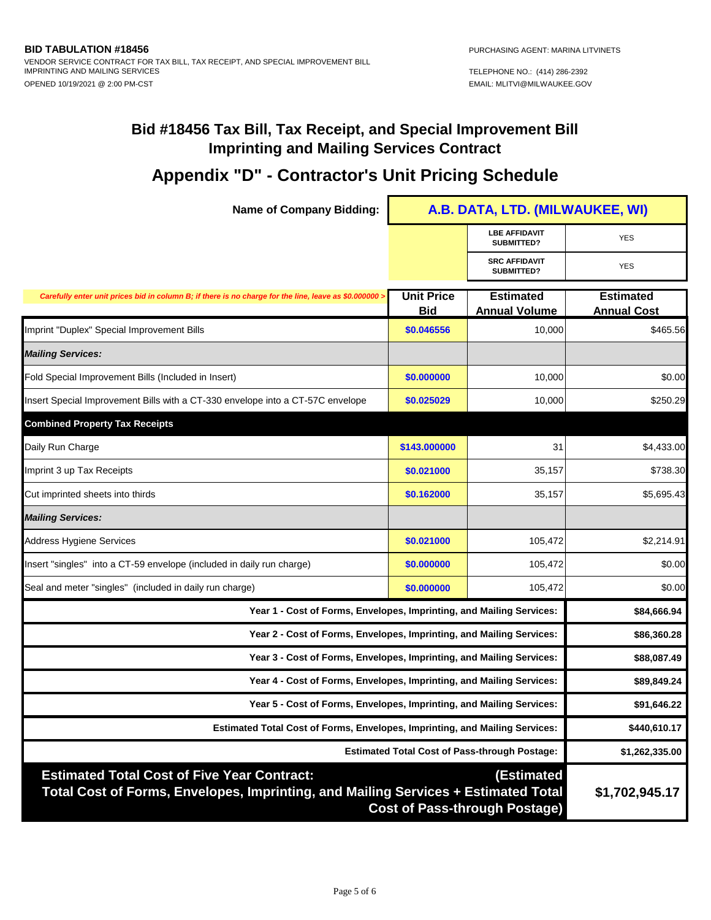**BID TABULATION #18456**
VENDOR SERVICE CONTRACT FOR TAX BILL, TAX RECEIPT, AND SPECIAL IMPROVEMENT BILL IMPRINTING AND MAILING SERVICES
OPENED 10/19/2021 @ 2:00 PM-CST

PURCHASING AGENT: MARINA LITVINETS

TELEPHONE NO.: (414) 286-2392
EMAIL: MLITVI@MILWAUKEE.GOV

# Bid #18456 Tax Bill, Tax Receipt, and Special Improvement Bill Imprinting and Mailing Services Contract

## Appendix "D" - Contractor's Unit Pricing Schedule

| **Name of Company Bidding:** | **A.B. DATA, LTD. (MILWAUKEE, WI)** | | |
|---|---|---|---|
| | | LBE AFFIDAVIT SUBMITTED? | YES |
| | | SRC AFFIDAVIT SUBMITTED? | YES |
| *Carefully enter unit prices bid in column B; if there is no charge for the line, leave as $0.000000 >* | **Unit Price Bid** | **Estimated Annual Volume** | **Estimated Annual Cost** |
| Imprint "Duplex" Special Improvement Bills | $0.046556 | 10,000 | $465.56 |
| ***Mailing Services:*** | | | |
| Fold Special Improvement Bills (Included in Insert) | $0.000000 | 10,000 | $0.00 |
| Insert Special Improvement Bills with a CT-330 envelope into a CT-57C envelope | $0.025029 | 10,000 | $250.29 |
| **Combined Property Tax Receipts** | | | |
| Daily Run Charge | $143.000000 | 31 | $4,433.00 |
| Imprint 3 up Tax Receipts | $0.021000 | 35,157 | $738.30 |
| Cut imprinted sheets into thirds | $0.162000 | 35,157 | $5,695.43 |
| ***Mailing Services:*** | | | |
| Address Hygiene Services | $0.021000 | 105,472 | $2,214.91 |
| Insert "singles" into a CT-59 envelope (included in daily run charge) | $0.000000 | 105,472 | $0.00 |
| Seal and meter "singles" (included in daily run charge) | $0.000000 | 105,472 | $0.00 |
| **Year 1 - Cost of Forms, Envelopes, Imprinting, and Mailing Services:** | | | **$84,666.94** |
| **Year 2 - Cost of Forms, Envelopes, Imprinting, and Mailing Services:** | | | **$86,360.28** |
| **Year 3 - Cost of Forms, Envelopes, Imprinting, and Mailing Services:** | | | **$88,087.49** |
| **Year 4 - Cost of Forms, Envelopes, Imprinting, and Mailing Services:** | | | **$89,849.24** |
| **Year 5 - Cost of Forms, Envelopes, Imprinting, and Mailing Services:** | | | **$91,646.22** |
| **Estimated Total Cost of Forms, Envelopes, Imprinting, and Mailing Services:** | | | **$440,610.17** |
| **Estimated Total Cost of Pass-through Postage:** | | | **$1,262,335.00** |
| **Estimated Total Cost of Five Year Contract: (Estimated Total Cost of Forms, Envelopes, Imprinting, and Mailing Services + Estimated Total Cost of Pass-through Postage)** | | | **$1,702,945.17** |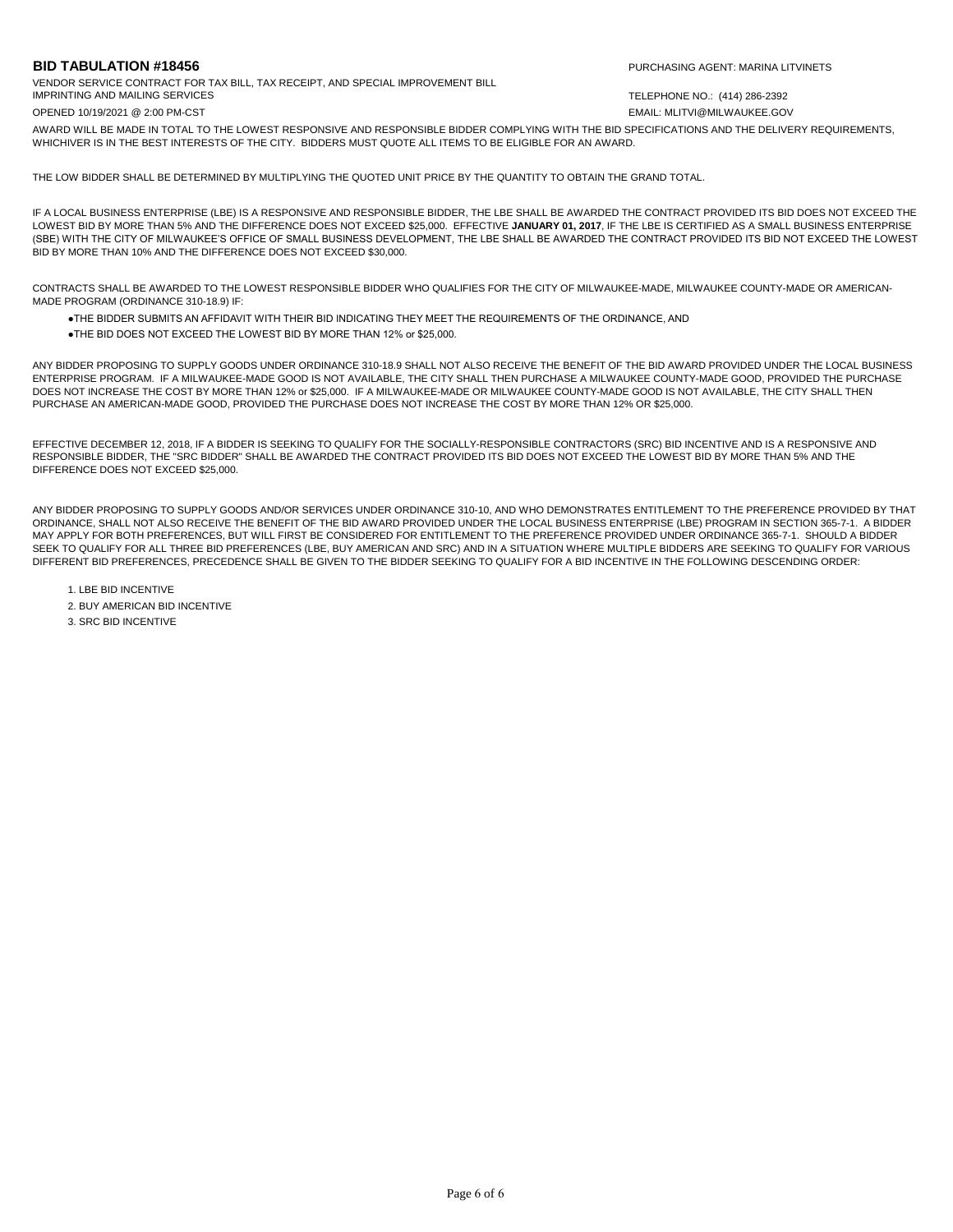## BID TABULATION #18456

PURCHASING AGENT: MARINA LITVINETS

VENDOR SERVICE CONTRACT FOR TAX BILL, TAX RECEIPT, AND SPECIAL IMPROVEMENT BILL IMPRINTING AND MAILING SERVICES

TELEPHONE NO.: (414) 286-2392

OPENED 10/19/2021 @ 2:00 PM-CST

EMAIL: MLITVI@MILWAUKEE.GOV

AWARD WILL BE MADE IN TOTAL TO THE LOWEST RESPONSIVE AND RESPONSIBLE BIDDER COMPLYING WITH THE BID SPECIFICATIONS AND THE DELIVERY REQUIREMENTS, WHICHIVER IS IN THE BEST INTERESTS OF THE CITY. BIDDERS MUST QUOTE ALL ITEMS TO BE ELIGIBLE FOR AN AWARD.

THE LOW BIDDER SHALL BE DETERMINED BY MULTIPLYING THE QUOTED UNIT PRICE BY THE QUANTITY TO OBTAIN THE GRAND TOTAL.

IF A LOCAL BUSINESS ENTERPRISE (LBE) IS A RESPONSIVE AND RESPONSIBLE BIDDER, THE LBE SHALL BE AWARDED THE CONTRACT PROVIDED ITS BID DOES NOT EXCEED THE LOWEST BID BY MORE THAN 5% AND THE DIFFERENCE DOES NOT EXCEED $25,000. EFFECTIVE **JANUARY 01, 2017**, IF THE LBE IS CERTIFIED AS A SMALL BUSINESS ENTERPRISE (SBE) WITH THE CITY OF MILWAUKEE'S OFFICE OF SMALL BUSINESS DEVELOPMENT, THE LBE SHALL BE AWARDED THE CONTRACT PROVIDED ITS BID NOT EXCEED THE LOWEST BID BY MORE THAN 10% AND THE DIFFERENCE DOES NOT EXCEED $30,000.

CONTRACTS SHALL BE AWARDED TO THE LOWEST RESPONSIBLE BIDDER WHO QUALIFIES FOR THE CITY OF MILWAUKEE-MADE, MILWAUKEE COUNTY-MADE OR AMERICAN-MADE PROGRAM (ORDINANCE 310-18.9) IF:

- THE BIDDER SUBMITS AN AFFIDAVIT WITH THEIR BID INDICATING THEY MEET THE REQUIREMENTS OF THE ORDINANCE, AND
- THE BID DOES NOT EXCEED THE LOWEST BID BY MORE THAN 12% or $25,000.

ANY BIDDER PROPOSING TO SUPPLY GOODS UNDER ORDINANCE 310-18.9 SHALL NOT ALSO RECEIVE THE BENEFIT OF THE BID AWARD PROVIDED UNDER THE LOCAL BUSINESS ENTERPRISE PROGRAM. IF A MILWAUKEE-MADE GOOD IS NOT AVAILABLE, THE CITY SHALL THEN PURCHASE A MILWAUKEE COUNTY-MADE GOOD, PROVIDED THE PURCHASE DOES NOT INCREASE THE COST BY MORE THAN 12% or $25,000. IF A MILWAUKEE-MADE OR MILWAUKEE COUNTY-MADE GOOD IS NOT AVAILABLE, THE CITY SHALL THEN PURCHASE AN AMERICAN-MADE GOOD, PROVIDED THE PURCHASE DOES NOT INCREASE THE COST BY MORE THAN 12% OR $25,000.

EFFECTIVE DECEMBER 12, 2018, IF A BIDDER IS SEEKING TO QUALIFY FOR THE SOCIALLY-RESPONSIBLE CONTRACTORS (SRC) BID INCENTIVE AND IS A RESPONSIVE AND RESPONSIBLE BIDDER, THE "SRC BIDDER" SHALL BE AWARDED THE CONTRACT PROVIDED ITS BID DOES NOT EXCEED THE LOWEST BID BY MORE THAN 5% AND THE DIFFERENCE DOES NOT EXCEED $25,000.

ANY BIDDER PROPOSING TO SUPPLY GOODS AND/OR SERVICES UNDER ORDINANCE 310-10, AND WHO DEMONSTRATES ENTITLEMENT TO THE PREFERENCE PROVIDED BY THAT ORDINANCE, SHALL NOT ALSO RECEIVE THE BENEFIT OF THE BID AWARD PROVIDED UNDER THE LOCAL BUSINESS ENTERPRISE (LBE) PROGRAM IN SECTION 365-7-1. A BIDDER MAY APPLY FOR BOTH PREFERENCES, BUT WILL FIRST BE CONSIDERED FOR ENTITLEMENT TO THE PREFERENCE PROVIDED UNDER ORDINANCE 365-7-1. SHOULD A BIDDER SEEK TO QUALIFY FOR ALL THREE BID PREFERENCES (LBE, BUY AMERICAN AND SRC) AND IN A SITUATION WHERE MULTIPLE BIDDERS ARE SEEKING TO QUALIFY FOR VARIOUS DIFFERENT BID PREFERENCES, PRECEDENCE SHALL BE GIVEN TO THE BIDDER SEEKING TO QUALIFY FOR A BID INCENTIVE IN THE FOLLOWING DESCENDING ORDER:

1. LBE BID INCENTIVE
2. BUY AMERICAN BID INCENTIVE
3. SRC BID INCENTIVE